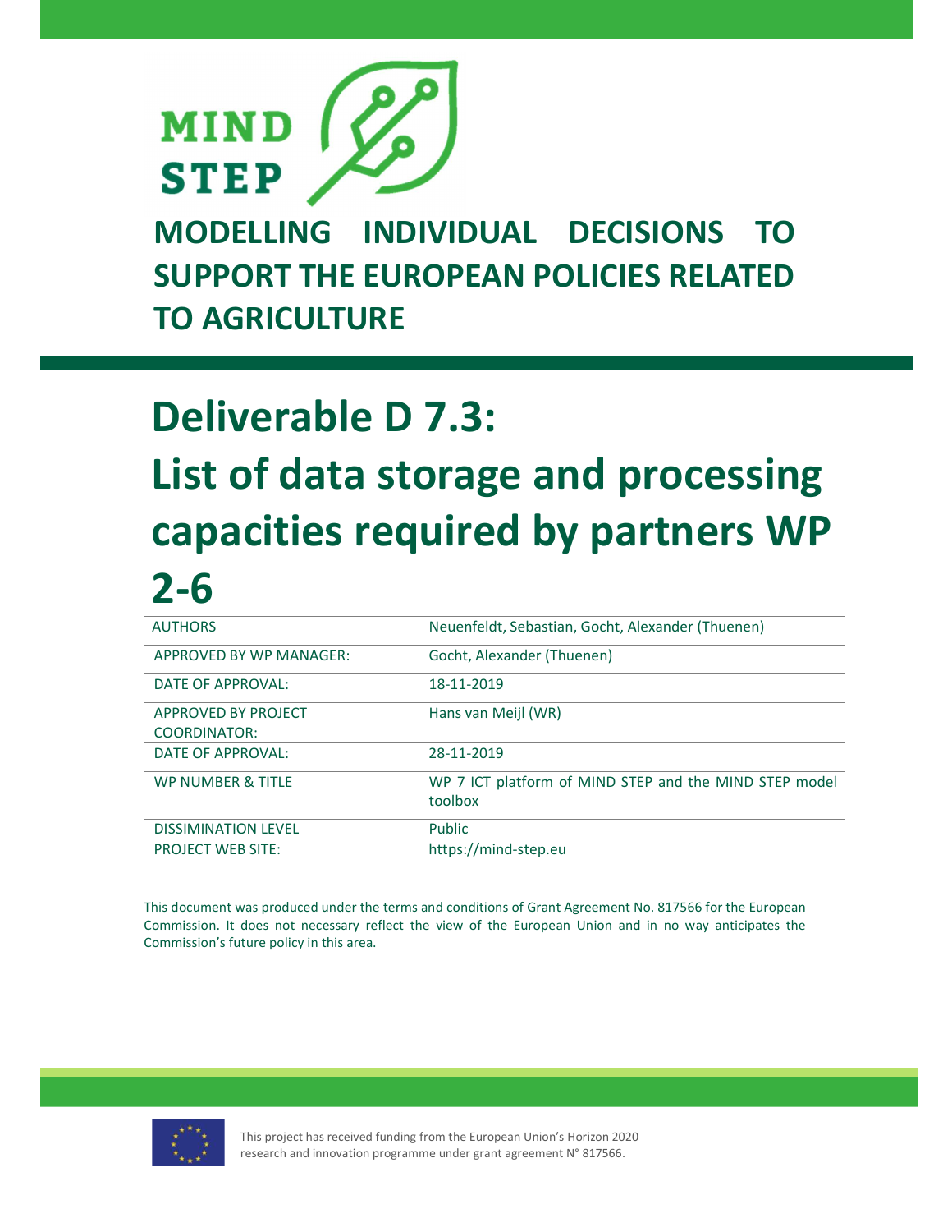MIND STEP

# MODELLING INDIVIDUAL DECISIONS TO SUPPORT THE EUROPEAN POLICIES RELATED TO AGRICULTURE

# Deliverable D 7.3: List of data storage and processing capacities required by partners WP 2-6

| | |
|---|---|
| AUTHORS | Neuenfeldt, Sebastian, Gocht, Alexander (Thuenen) |
| APPROVED BY WP MANAGER: | Gocht, Alexander (Thuenen) |
| DATE OF APPROVAL: | 18-11-2019 |
| APPROVED BY PROJECT COORDINATOR: | Hans van Meijl (WR) |
| DATE OF APPROVAL: | 28-11-2019 |
| WP NUMBER & TITLE | WP 7 ICT platform of MIND STEP and the MIND STEP model toolbox |
| DISSIMINATION LEVEL | Public |
| PROJECT WEB SITE: | https://mind-step.eu |

This document was produced under the terms and conditions of Grant Agreement No. 817566 for the European Commission. It does not necessary reflect the view of the European Union and in no way anticipates the Commission's future policy in this area.

This project has received funding from the European Union's Horizon 2020 research and innovation programme under grant agreement N° 817566.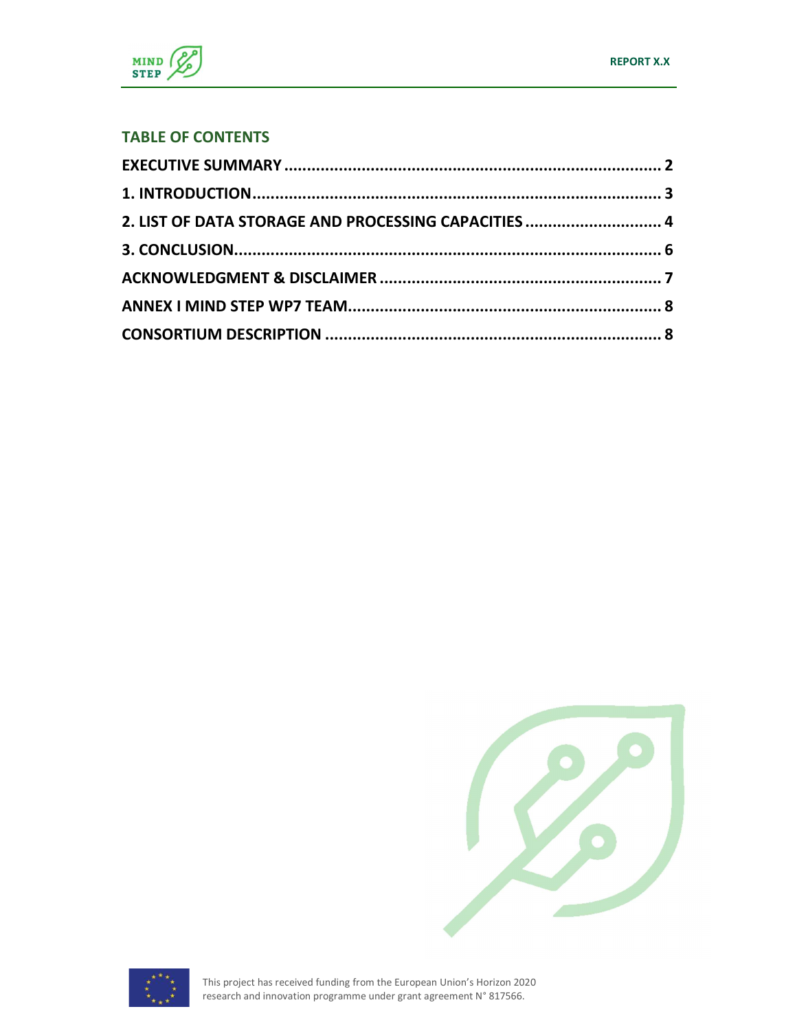## TABLE OF CONTENTS

**EXECUTIVE SUMMARY ..................................................................................... 2**

**1. INTRODUCTION......................................................................................... 3**

**2. LIST OF DATA STORAGE AND PROCESSING CAPACITIES ............................. 4**

**3. CONCLUSION............................................................................................. 6**

**ACKNOWLEDGMENT & DISCLAIMER ............................................................ 7**

**ANNEX I MIND STEP WP7 TEAM.................................................................... 8**

**CONSORTIUM DESCRIPTION ........................................................................ 8**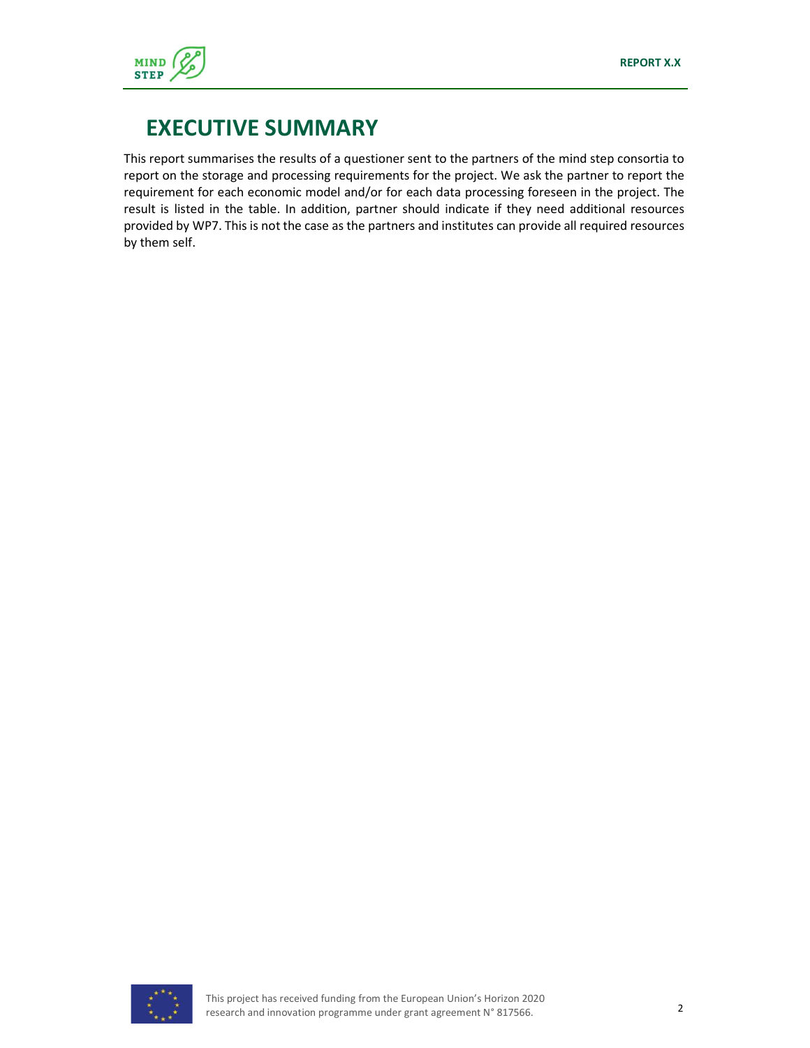# EXECUTIVE SUMMARY

This report summarises the results of a questioner sent to the partners of the mind step consortia to report on the storage and processing requirements for the project. We ask the partner to report the requirement for each economic model and/or for each data processing foreseen in the project. The result is listed in the table. In addition, partner should indicate if they need additional resources provided by WP7. This is not the case as the partners and institutes can provide all required resources by them self.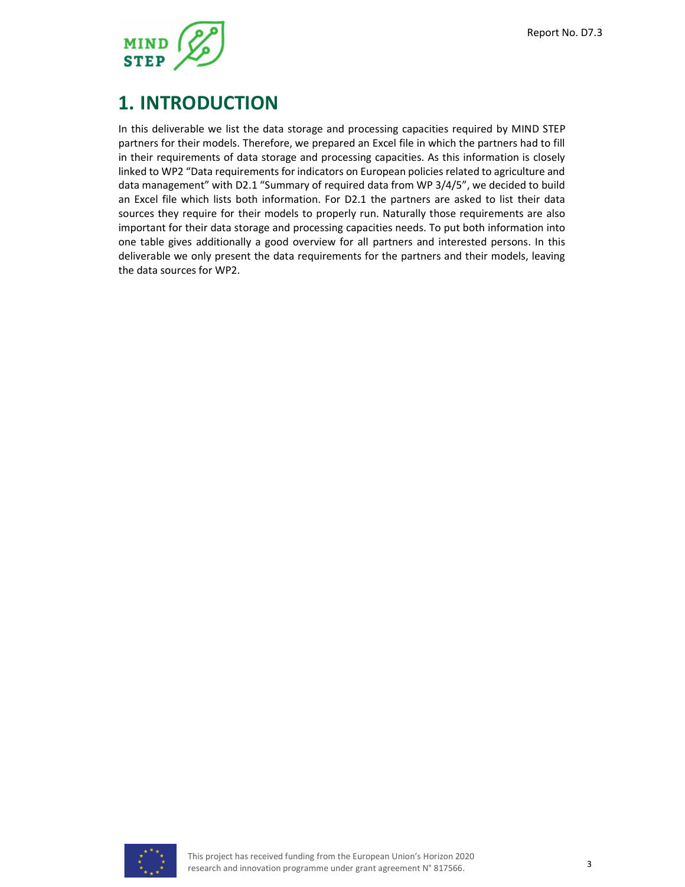# 1. INTRODUCTION

In this deliverable we list the data storage and processing capacities required by MIND STEP partners for their models. Therefore, we prepared an Excel file in which the partners had to fill in their requirements of data storage and processing capacities. As this information is closely linked to WP2 "Data requirements for indicators on European policies related to agriculture and data management" with D2.1 "Summary of required data from WP 3/4/5", we decided to build an Excel file which lists both information. For D2.1 the partners are asked to list their data sources they require for their models to properly run. Naturally those requirements are also important for their data storage and processing capacities needs. To put both information into one table gives additionally a good overview for all partners and interested persons. In this deliverable we only present the data requirements for the partners and their models, leaving the data sources for WP2.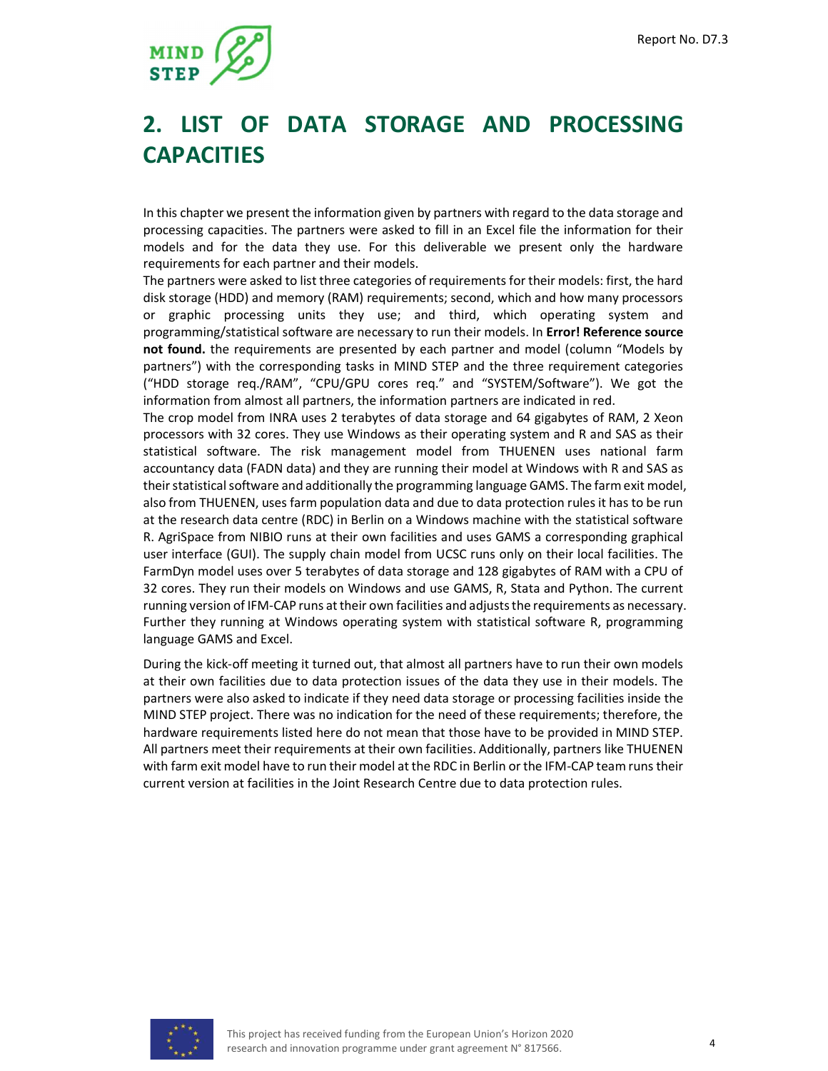# 2. LIST OF DATA STORAGE AND PROCESSING CAPACITIES

In this chapter we present the information given by partners with regard to the data storage and processing capacities. The partners were asked to fill in an Excel file the information for their models and for the data they use. For this deliverable we present only the hardware requirements for each partner and their models.
The partners were asked to list three categories of requirements for their models: first, the hard disk storage (HDD) and memory (RAM) requirements; second, which and how many processors or graphic processing units they use; and third, which operating system and programming/statistical software are necessary to run their models. In **Error! Reference source not found.** the requirements are presented by each partner and model (column "Models by partners") with the corresponding tasks in MIND STEP and the three requirement categories ("HDD storage req./RAM", "CPU/GPU cores req." and "SYSTEM/Software"). We got the information from almost all partners, the information partners are indicated in red.
The crop model from INRA uses 2 terabytes of data storage and 64 gigabytes of RAM, 2 Xeon processors with 32 cores. They use Windows as their operating system and R and SAS as their statistical software. The risk management model from THUENEN uses national farm accountancy data (FADN data) and they are running their model at Windows with R and SAS as their statistical software and additionally the programming language GAMS. The farm exit model, also from THUENEN, uses farm population data and due to data protection rules it has to be run at the research data centre (RDC) in Berlin on a Windows machine with the statistical software R. AgriSpace from NIBIO runs at their own facilities and uses GAMS a corresponding graphical user interface (GUI). The supply chain model from UCSC runs only on their local facilities. The FarmDyn model uses over 5 terabytes of data storage and 128 gigabytes of RAM with a CPU of 32 cores. They run their models on Windows and use GAMS, R, Stata and Python. The current running version of IFM-CAP runs at their own facilities and adjusts the requirements as necessary. Further they running at Windows operating system with statistical software R, programming language GAMS and Excel.

During the kick-off meeting it turned out, that almost all partners have to run their own models at their own facilities due to data protection issues of the data they use in their models. The partners were also asked to indicate if they need data storage or processing facilities inside the MIND STEP project. There was no indication for the need of these requirements; therefore, the hardware requirements listed here do not mean that those have to be provided in MIND STEP. All partners meet their requirements at their own facilities. Additionally, partners like THUENEN with farm exit model have to run their model at the RDC in Berlin or the IFM-CAP team runs their current version at facilities in the Joint Research Centre due to data protection rules.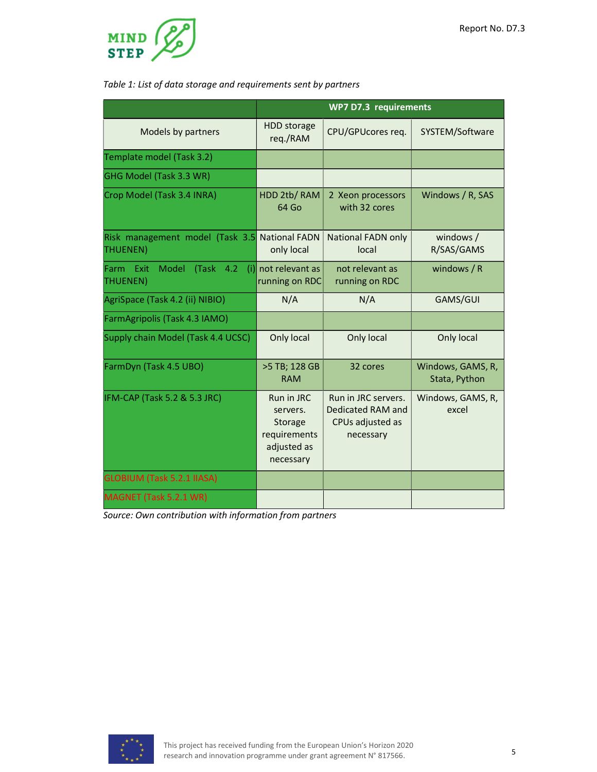*Table 1: List of data storage and requirements sent by partners*

| | WP7 D7.3 requirements | | |
|---|---|---|---|
| Models by partners | HDD storage req./RAM | CPU/GPUcores req. | SYSTEM/Software |
| Template model (Task 3.2) | | | |
| GHG Model (Task 3.3 WR) | | | |
| Crop Model (Task 3.4 INRA) | HDD 2tb/ RAM 64 Go | 2 Xeon processors with 32 cores | Windows / R, SAS |
| Risk management model (Task 3.5 THUENEN) | National FADN only local | National FADN only local | windows / R/SAS/GAMS |
| Farm Exit Model (Task 4.2 (i) THUENEN) | not relevant as running on RDC | not relevant as running on RDC | windows / R |
| AgriSpace (Task 4.2 (ii) NIBIO) | N/A | N/A | GAMS/GUI |
| FarmAgripolis (Task 4.3 IAMO) | | | |
| Supply chain Model (Task 4.4 UCSC) | Only local | Only local | Only local |
| FarmDyn (Task 4.5 UBO) | >5 TB; 128 GB RAM | 32 cores | Windows, GAMS, R, Stata, Python |
| IFM-CAP (Task 5.2 & 5.3 JRC) | Run in JRC servers. Storage requirements adjusted as necessary | Run in JRC servers. Dedicated RAM and CPUs adjusted as necessary | Windows, GAMS, R, excel |
| GLOBIUM (Task 5.2.1 IIASA) | | | |
| MAGNET (Task 5.2.1 WR) | | | |

*Source: Own contribution with information from partners*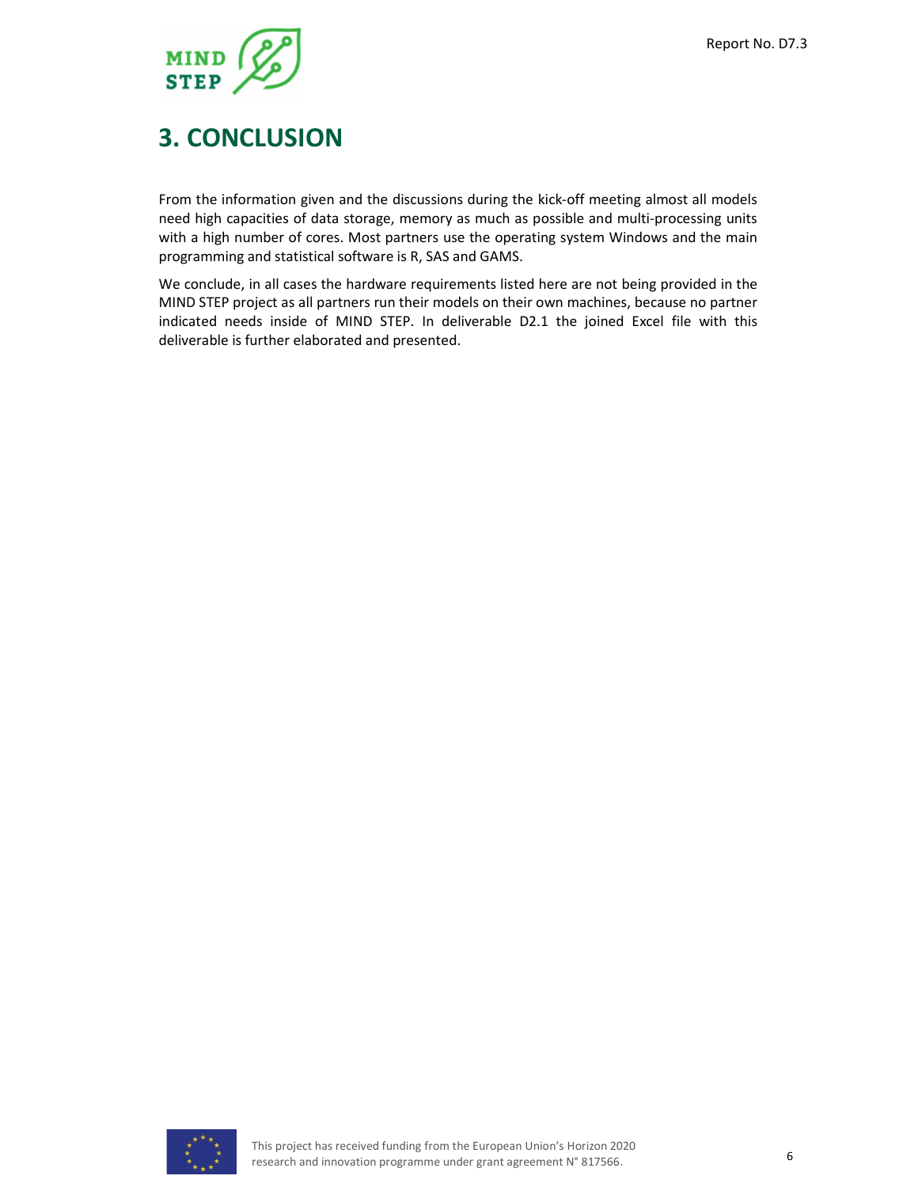# 3. CONCLUSION

From the information given and the discussions during the kick-off meeting almost all models need high capacities of data storage, memory as much as possible and multi-processing units with a high number of cores. Most partners use the operating system Windows and the main programming and statistical software is R, SAS and GAMS.

We conclude, in all cases the hardware requirements listed here are not being provided in the MIND STEP project as all partners run their models on their own machines, because no partner indicated needs inside of MIND STEP. In deliverable D2.1 the joined Excel file with this deliverable is further elaborated and presented.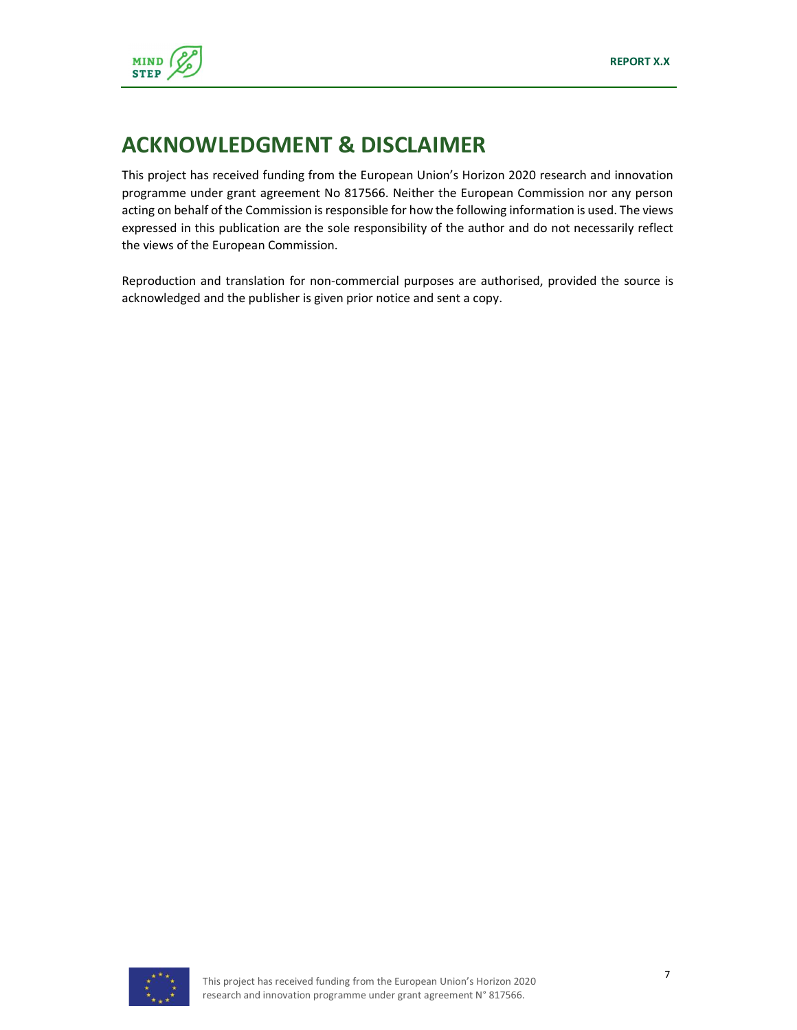# ACKNOWLEDGMENT & DISCLAIMER

This project has received funding from the European Union's Horizon 2020 research and innovation programme under grant agreement No 817566. Neither the European Commission nor any person acting on behalf of the Commission is responsible for how the following information is used. The views expressed in this publication are the sole responsibility of the author and do not necessarily reflect the views of the European Commission.

Reproduction and translation for non-commercial purposes are authorised, provided the source is acknowledged and the publisher is given prior notice and sent a copy.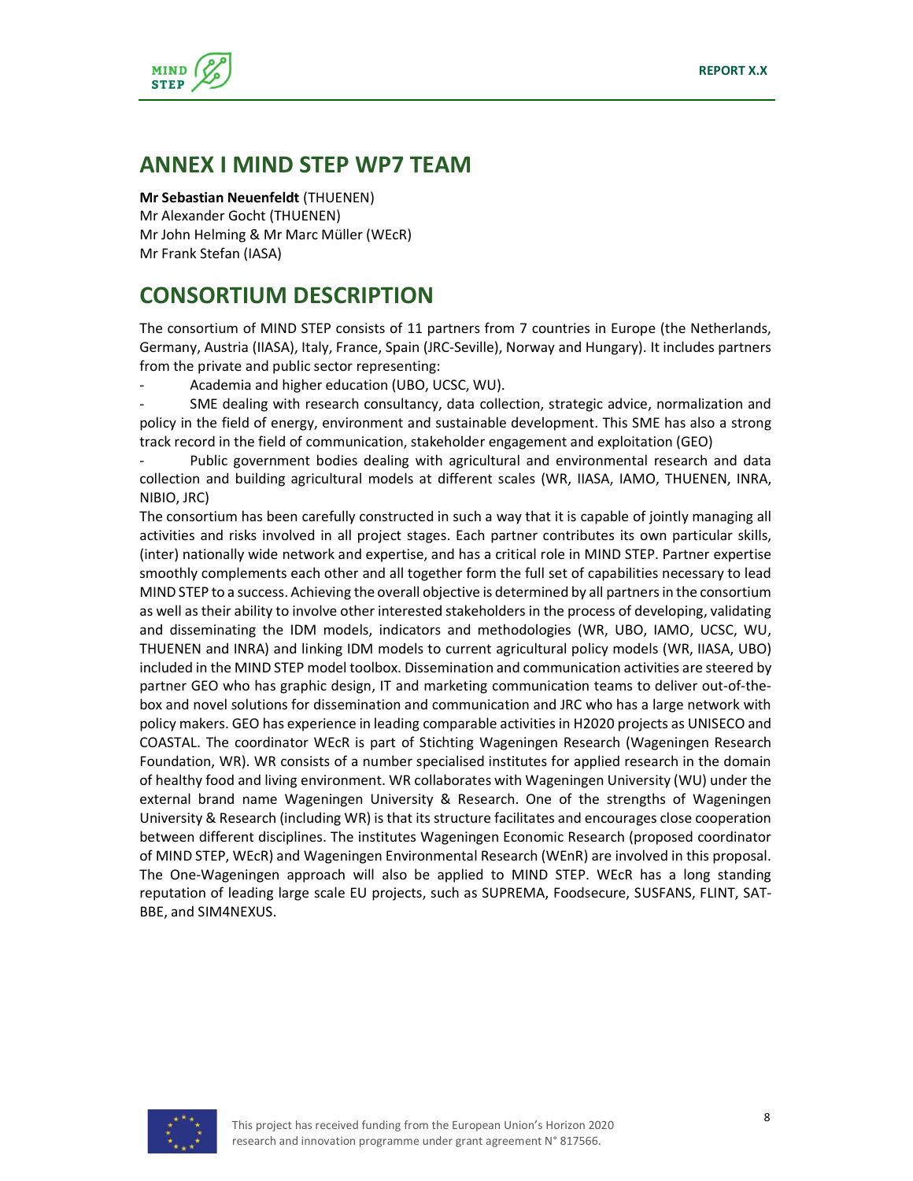# ANNEX I MIND STEP WP7 TEAM

**Mr Sebastian Neuenfeldt** (THUENEN)
Mr Alexander Gocht (THUENEN)
Mr John Helming & Mr Marc Müller (WEcR)
Mr Frank Stefan (IASA)

# CONSORTIUM DESCRIPTION

The consortium of MIND STEP consists of 11 partners from 7 countries in Europe (the Netherlands, Germany, Austria (IIASA), Italy, France, Spain (JRC-Seville), Norway and Hungary). It includes partners from the private and public sector representing:

- Academia and higher education (UBO, UCSC, WU).
- SME dealing with research consultancy, data collection, strategic advice, normalization and policy in the field of energy, environment and sustainable development. This SME has also a strong track record in the field of communication, stakeholder engagement and exploitation (GEO)
- Public government bodies dealing with agricultural and environmental research and data collection and building agricultural models at different scales (WR, IIASA, IAMO, THUENEN, INRA, NIBIO, JRC)

The consortium has been carefully constructed in such a way that it is capable of jointly managing all activities and risks involved in all project stages. Each partner contributes its own particular skills, (inter) nationally wide network and expertise, and has a critical role in MIND STEP. Partner expertise smoothly complements each other and all together form the full set of capabilities necessary to lead MIND STEP to a success. Achieving the overall objective is determined by all partners in the consortium as well as their ability to involve other interested stakeholders in the process of developing, validating and disseminating the IDM models, indicators and methodologies (WR, UBO, IAMO, UCSC, WU, THUENEN and INRA) and linking IDM models to current agricultural policy models (WR, IIASA, UBO) included in the MIND STEP model toolbox. Dissemination and communication activities are steered by partner GEO who has graphic design, IT and marketing communication teams to deliver out-of-the-box and novel solutions for dissemination and communication and JRC who has a large network with policy makers. GEO has experience in leading comparable activities in H2020 projects as UNISECO and COASTAL. The coordinator WEcR is part of Stichting Wageningen Research (Wageningen Research Foundation, WR). WR consists of a number specialised institutes for applied research in the domain of healthy food and living environment. WR collaborates with Wageningen University (WU) under the external brand name Wageningen University & Research. One of the strengths of Wageningen University & Research (including WR) is that its structure facilitates and encourages close cooperation between different disciplines. The institutes Wageningen Economic Research (proposed coordinator of MIND STEP, WEcR) and Wageningen Environmental Research (WEnR) are involved in this proposal. The One-Wageningen approach will also be applied to MIND STEP. WEcR has a long standing reputation of leading large scale EU projects, such as SUPREMA, Foodsecure, SUSFANS, FLINT, SAT-BBE, and SIM4NEXUS.